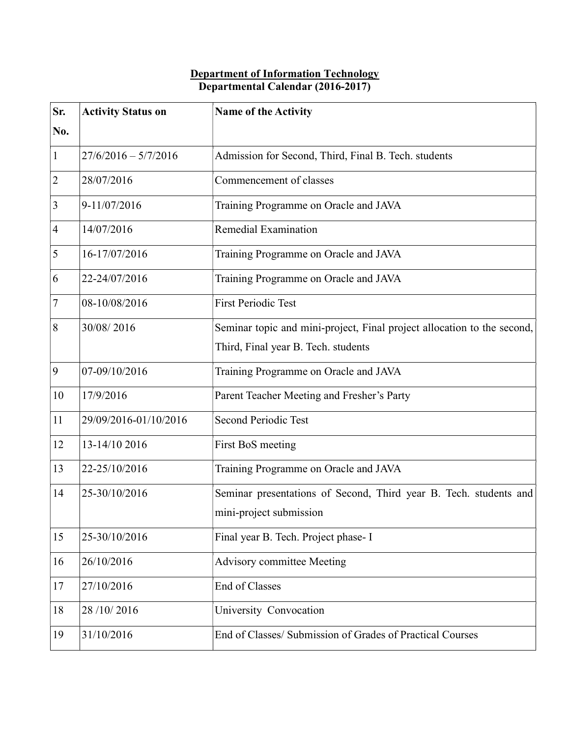**Department of Information Technology**
**Departmental Calendar (2016-2017)**

| Sr. No. | Activity Status on | Name of the Activity |
|---|---|---|
| 1 | 27/6/2016 – 5/7/2016 | Admission for Second, Third, Final B. Tech. students |
| 2 | 28/07/2016 | Commencement of classes |
| 3 | 9-11/07/2016 | Training Programme on Oracle and JAVA |
| 4 | 14/07/2016 | Remedial Examination |
| 5 | 16-17/07/2016 | Training Programme on Oracle and JAVA |
| 6 | 22-24/07/2016 | Training Programme on Oracle and JAVA |
| 7 | 08-10/08/2016 | First Periodic Test |
| 8 | 30/08/ 2016 | Seminar topic and mini-project, Final project allocation to the second, Third, Final year B. Tech. students |
| 9 | 07-09/10/2016 | Training Programme on Oracle and JAVA |
| 10 | 17/9/2016 | Parent Teacher Meeting and Fresher's Party |
| 11 | 29/09/2016-01/10/2016 | Second Periodic Test |
| 12 | 13-14/10 2016 | First BoS meeting |
| 13 | 22-25/10/2016 | Training Programme on Oracle and JAVA |
| 14 | 25-30/10/2016 | Seminar presentations of Second, Third year B. Tech. students and mini-project submission |
| 15 | 25-30/10/2016 | Final year B. Tech. Project phase- I |
| 16 | 26/10/2016 | Advisory committee Meeting |
| 17 | 27/10/2016 | End of Classes |
| 18 | 28 /10/ 2016 | University Convocation |
| 19 | 31/10/2016 | End of Classes/ Submission of Grades of Practical Courses |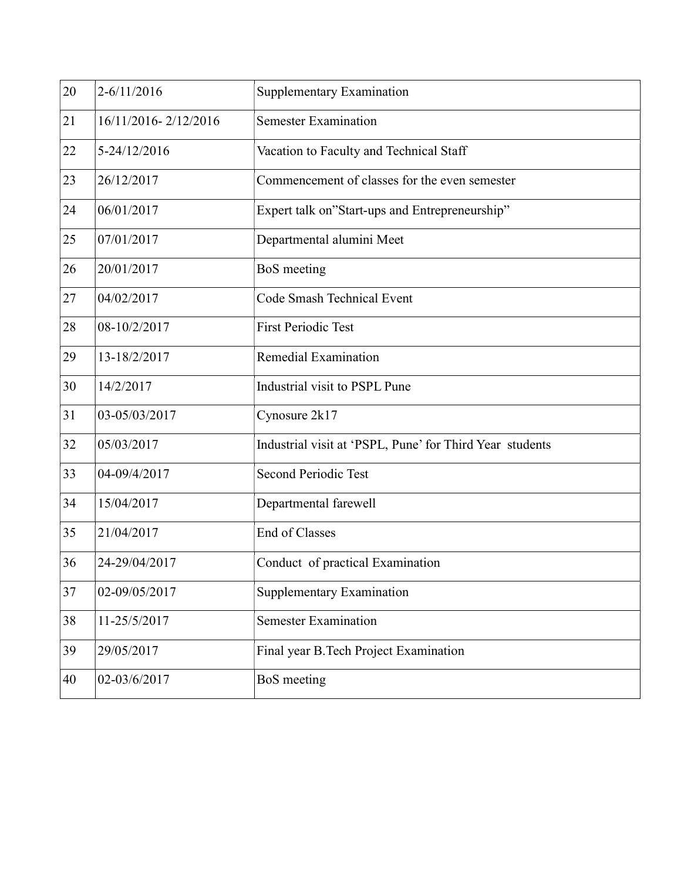| | | |
|---|---|---|
| 20 | 2-6/11/2016 | Supplementary Examination |
| 21 | 16/11/2016- 2/12/2016 | Semester Examination |
| 22 | 5-24/12/2016 | Vacation to Faculty and Technical Staff |
| 23 | 26/12/2017 | Commencement of classes for the even semester |
| 24 | 06/01/2017 | Expert talk on"Start-ups and Entrepreneurship" |
| 25 | 07/01/2017 | Departmental alumini Meet |
| 26 | 20/01/2017 | BoS meeting |
| 27 | 04/02/2017 | Code Smash Technical Event |
| 28 | 08-10/2/2017 | First Periodic Test |
| 29 | 13-18/2/2017 | Remedial Examination |
| 30 | 14/2/2017 | Industrial visit to PSPL Pune |
| 31 | 03-05/03/2017 | Cynosure 2k17 |
| 32 | 05/03/2017 | Industrial visit at 'PSPL, Pune' for Third Year students |
| 33 | 04-09/4/2017 | Second Periodic Test |
| 34 | 15/04/2017 | Departmental farewell |
| 35 | 21/04/2017 | End of Classes |
| 36 | 24-29/04/2017 | Conduct of practical Examination |
| 37 | 02-09/05/2017 | Supplementary Examination |
| 38 | 11-25/5/2017 | Semester Examination |
| 39 | 29/05/2017 | Final year B.Tech Project Examination |
| 40 | 02-03/6/2017 | BoS meeting |